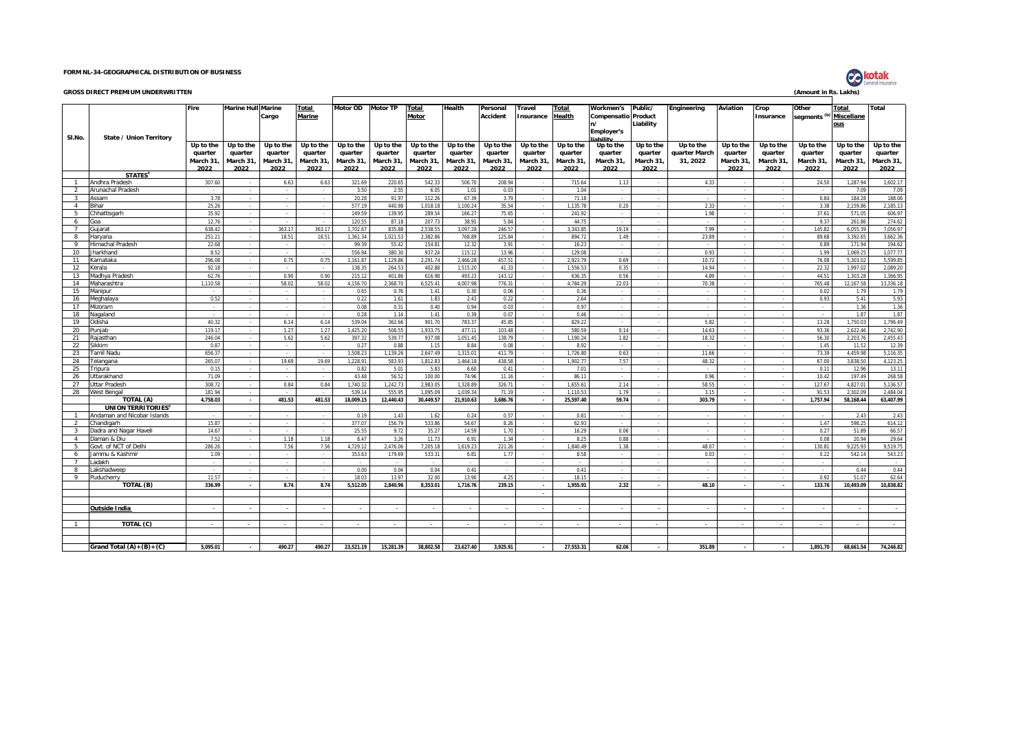**FORM NL-34-GEOGRAPHICAL DISTRIBUTION OF BUSINESS**

**GROSS DIRECT PREMIUM UNDERWRITTEN**

(Amount in Rs. Lakhs)

| Sl.No. | State / Union Territory | Fire | Marine Hull | Marine Cargo | Total Marine | Motor OD | Motor TP | Total Motor | Health | Personal Accident | Travel Insurance | Total Health | Workmen's Compensation/ Employer's liability | Public/ Product Liability | Engineering | Aviation | Crop Insurance | Other segments (b) | Total Miscellaneous | Total |
|---|---|---|---|---|---|---|---|---|---|---|---|---|---|---|---|---|---|---|---|---|
| | | Up to the quarter March 31, 2022 | Up to the quarter March 31, 2022 | Up to the quarter March 31, 2022 | Up to the quarter March 31, 2022 | Up to the quarter March 31, 2022 | Up to the quarter March 31, 2022 | Up to the quarter March 31, 2022 | Up to the quarter March 31, 2022 | Up to the quarter March 31, 2022 | Up to the quarter March 31, 2022 | Up to the quarter March 31, 2022 | Up to the quarter March 31, 2022 | Up to the quarter March 31, 2022 | Up to the quarter March 31, 2022 | Up to the quarter March 31, 2022 | Up to the quarter March 31, 2022 | Up to the quarter March 31, 2022 | Up to the quarter March 31, 2022 | Up to the quarter March 31, 2022 |
| | **STATES**[c] | | | | | | | | | | | | | | | | | | | |
| 1 | Andhra Pradesh | 307.60 | - | 6.63 | 6.63 | 321.69 | 220.65 | 542.33 | 506.70 | 208.94 | - | 715.64 | 1.13 | - | 4.33 | - | - | 24.50 | 1,287.94 | 1,602.17 |
| 2 | Arunachal Pradesh | - | - | - | - | 3.50 | 2.55 | 6.05 | 1.01 | 0.03 | - | 1.04 | - | - | - | - | - | - | 7.09 | 7.09 |
| 3 | Assam | 3.78 | - | - | - | 20.28 | 91.97 | 112.26 | 67.39 | 3.79 | - | 71.18 | - | - | - | - | - | 0.84 | 184.28 | 188.06 |
| 4 | Bihar | 25.26 | - | - | - | 577.19 | 440.98 | 1,018.18 | 1,100.24 | 35.54 | - | 1,135.78 | 0.20 | - | 2.33 | - | - | 3.38 | 2,159.86 | 2,185.13 |
| 5 | Chhattisgarh | 35.92 | - | - | - | 149.59 | 139.95 | 289.54 | 166.27 | 75.65 | - | 241.92 | - | - | 1.98 | - | - | 37.61 | 571.05 | 606.97 |
| 6 | Goa | 12.76 | - | - | - | 120.55 | 87.18 | 207.73 | 38.91 | 5.84 | - | 44.75 | - | - | - | - | - | 9.37 | 261.86 | 274.62 |
| 7 | Gujarat | 638.42 | - | 363.17 | 363.17 | 1,702.67 | 835.88 | 2,538.55 | 3,097.28 | 246.57 | - | 3,343.85 | 19.19 | - | 7.99 | - | - | 145.82 | 6,055.39 | 7,056.97 |
| 8 | Haryana | 251.21 | - | 18.51 | 18.51 | 1,361.34 | 1,021.53 | 2,382.86 | 768.89 | 125.84 | - | 894.72 | 1.49 | - | 23.89 | - | - | 89.68 | 3,392.65 | 3,662.36 |
| 9 | Himachal Pradesh | 22.68 | - | - | - | 99.39 | 55.42 | 154.81 | 12.32 | 3.91 | - | 16.23 | - | - | - | - | - | 0.89 | 171.94 | 194.62 |
| 10 | Jharkhand | 8.52 | - | - | - | 556.94 | 380.30 | 937.24 | 115.12 | 13.96 | - | 129.08 | - | - | 0.93 | - | - | 1.99 | 1,069.25 | 1,077.77 |
| 11 | Karnataka | 296.08 | - | 0.75 | 0.75 | 1,161.87 | 1,129.86 | 2,291.74 | 2,466.28 | 457.51 | - | 2,923.79 | 0.69 | - | 10.72 | - | - | 76.08 | 5,303.02 | 5,599.85 |
| 12 | Kerala | 92.18 | - | - | - | 138.35 | 264.53 | 402.88 | 1,515.20 | 41.33 | - | 1,556.53 | 0.35 | - | 14.94 | - | - | 22.32 | 1,997.02 | 2,089.20 |
| 13 | Madhya Pradesh | 62.76 | - | 0.90 | 0.90 | 215.12 | 401.86 | 616.98 | 493.23 | 143.12 | - | 636.35 | 0.56 | - | 4.89 | - | - | 44.51 | 1,303.28 | 1,366.95 |
| 14 | Maharashtra | 1,110.58 | - | 58.02 | 58.02 | 4,156.70 | 2,368.70 | 6,525.41 | 4,007.98 | 776.31 | - | 4,784.29 | 22.03 | - | 70.38 | - | - | 765.48 | 12,167.58 | 13,336.18 |
| 15 | Manipur | - | - | - | - | 0.65 | 0.76 | 1.41 | 0.30 | 0.06 | - | 0.36 | - | - | - | - | - | 0.02 | 1.79 | 1.79 |
| 16 | Meghalaya | 0.52 | - | - | - | 0.22 | 1.61 | 1.83 | 2.43 | 0.22 | - | 2.64 | - | - | - | - | - | 0.93 | 5.41 | 5.93 |
| 17 | Mizoram | - | - | - | - | 0.08 | 0.31 | 0.40 | 0.94 | 0.03 | - | 0.97 | - | - | - | - | - | - | 1.36 | 1.36 |
| 18 | Nagaland | - | - | - | - | 0.28 | 1.14 | 1.41 | 0.39 | 0.07 | - | 0.46 | - | - | - | - | - | - | 1.87 | 1.87 |
| 19 | Odisha | 40.32 | - | 6.14 | 6.14 | 539.04 | 362.66 | 901.70 | 783.37 | 45.85 | - | 829.22 | - | - | 5.82 | - | - | 13.28 | 1,750.03 | 1,796.49 |
| 20 | Punjab | 119.17 | - | 1.27 | 1.27 | 1,425.20 | 508.55 | 1,933.75 | 477.11 | 103.48 | - | 580.59 | 0.14 | - | 14.63 | - | - | 93.36 | 2,622.46 | 2,742.90 |
| 21 | Rajasthan | 246.04 | - | 5.62 | 5.62 | 397.32 | 539.77 | 937.08 | 1,051.45 | 138.79 | - | 1,190.24 | 1.82 | - | 18.32 | - | - | 56.30 | 2,203.76 | 2,455.43 |
| 22 | Sikkim | 0.87 | - | - | - | 0.27 | 0.88 | 1.15 | 8.84 | 0.08 | - | 8.92 | - | - | - | - | - | 1.45 | 11.52 | 12.39 |
| 23 | Tamil Nadu | 656.37 | - | - | - | 1,508.23 | 1,139.26 | 2,647.49 | 1,315.01 | 411.79 | - | 1,726.80 | 0.63 | - | 11.66 | - | - | 73.39 | 4,459.98 | 5,116.35 |
| 24 | Telangana | 265.07 | - | 19.69 | 19.69 | 1,228.91 | 583.93 | 1,812.83 | 1,464.18 | 438.58 | - | 1,902.77 | 7.57 | - | 48.32 | - | - | 67.00 | 3,838.50 | 4,123.25 |
| 25 | Tripura | 0.15 | - | - | - | 0.82 | 5.01 | 5.83 | 6.60 | 0.41 | - | 7.01 | - | - | - | - | - | 0.11 | 12.96 | 13.11 |
| 26 | Uttarakhand | 71.09 | - | - | - | 43.48 | 56.52 | 100.00 | 74.96 | 11.16 | - | 86.11 | - | - | 0.96 | - | - | 10.42 | 197.49 | 268.58 |
| 27 | Uttar Pradesh | 308.72 | - | 0.84 | 0.84 | 1,740.32 | 1,242.73 | 2,983.05 | 1,328.89 | 326.71 | - | 1,655.61 | 2.14 | - | 58.55 | - | - | 127.67 | 4,827.01 | 5,136.57 |
| 28 | West Bengal | 181.94 | - | - | - | 539.14 | 555.95 | 1,095.09 | 1,039.34 | 71.19 | - | 1,110.53 | 1.79 | - | 3.15 | - | - | 91.53 | 2,302.09 | 2,484.04 |
| | **TOTAL (A)** | **4,758.03** | **-** | **481.53** | **481.53** | **18,009.15** | **12,440.43** | **30,449.57** | **21,910.63** | **3,686.76** | **-** | **25,597.40** | **59.74** | **-** | **303.79** | **-** | **-** | **1,757.94** | **58,168.44** | **63,407.99** |
| | **UNION TERRITORIES**[c] | | | | | | | | | | | | | | | | | | | |
| 1 | Andaman and Nicobar Islands | - | - | - | - | 0.19 | 1.43 | 1.62 | 0.24 | 0.57 | - | 0.81 | - | - | - | - | - | - | 2.43 | 2.43 |
| 2 | Chandigarh | 15.87 | - | - | - | 377.07 | 156.79 | 533.86 | 54.67 | 8.26 | - | 62.93 | - | - | - | - | - | 1.47 | 598.25 | 614.12 |
| 3 | Dadra and Nagar Haveli | 14.67 | - | - | - | 25.55 | 9.72 | 35.27 | 14.59 | 1.70 | - | 16.29 | 0.06 | - | - | - | - | 0.27 | 51.89 | 66.57 |
| 4 | Daman & Diu | 7.52 | - | 1.18 | 1.18 | 8.47 | 3.26 | 11.73 | 6.91 | 1.34 | - | 8.25 | 0.88 | - | - | - | - | 0.08 | 20.94 | 29.64 |
| 5 | Govt. of NCT of Delhi | 286.26 | - | 7.56 | 7.56 | 4,729.12 | 2,476.06 | 7,205.18 | 1,619.23 | 221.26 | - | 1,840.49 | 1.38 | - | 48.07 | - | - | 130.81 | 9,225.93 | 9,519.75 |
| 6 | Jammu & Kashmir | 1.09 | - | - | - | 353.63 | 179.69 | 533.31 | 6.81 | 1.77 | - | 8.58 | - | - | 0.03 | - | - | 0.22 | 542.14 | 543.23 |
| 7 | Ladakh | - | - | - | - | - | - | - | - | - | - | - | - | - | - | - | - | - | - | - |
| 8 | Lakshadweep | - | - | - | - | 0.00 | 0.04 | 0.04 | 0.41 | - | - | 0.41 | - | - | - | - | - | - | 0.44 | 0.44 |
| 9 | Puducherry | 11.57 | - | - | - | 18.03 | 13.97 | 32.00 | 13.90 | 4.25 | - | 18.15 | - | - | - | - | - | 0.92 | 51.07 | 62.64 |
| | **TOTAL (B)** | **336.99** | **-** | **8.74** | **8.74** | **5,512.05** | **2,840.96** | **8,353.01** | **1,716.76** | **239.15** | **-** | **1,955.91** | **2.32** | **-** | **48.10** | **-** | **-** | **133.76** | **10,493.09** | **10,838.82** |
| | | | | | | | | | | | - | | | | | | | | | |
| | **Outside India** | - | - | - | - | - | - | - | - | - | - | - | - | - | - | - | - | - | - | - |
| 1 | **TOTAL (C)** | - | - | - | - | - | - | - | - | - | - | - | - | - | - | - | - | - | - | - |
| | **Grand Total (A)+(B)+(C)** | **5,095.01** | **-** | **490.27** | **490.27** | **23,521.19** | **15,281.39** | **38,802.58** | **23,627.40** | **3,925.91** | **-** | **27,553.31** | **62.06** | **-** | **351.89** | **-** | **-** | **1,891.70** | **68,661.54** | **74,246.82** |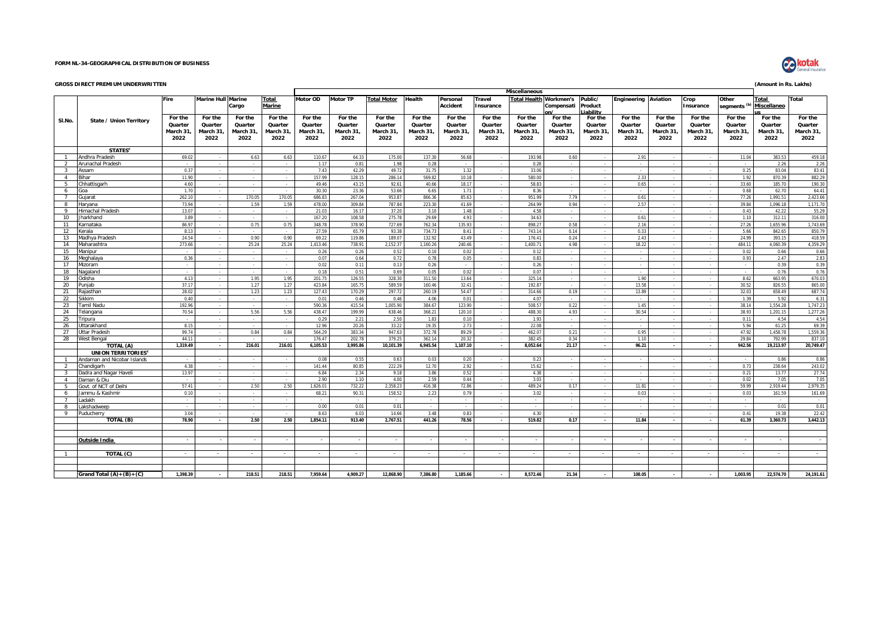**FORM NL-34-GEOGRAPHICAL DISTRIBUTION OF BUSINESS**

**GROSS DIRECT PREMIUM UNDERWRITTEN**

**(Amount in Rs. Lakhs)**

| Sl.No. | State / Union Territory | Fire | Marine Hull | Marine Cargo | Total Marine | Miscellaneous | | | | | | | | | | | | | | | Total |
|---|---|---|---|---|---|---|---|---|---|---|---|---|---|---|---|---|---|---|---|---|---|
| | | | | | | Motor OD | Motor TP | Total Motor | Health | Personal Accident | Travel Insurance | Total Health | Workmen's Compensation/ | Public/ Product Liability | Engineering | Aviation | Crop Insurance | Other segments (b) | Total Miscellaneous | |
| | | For the Quarter March 31, 2022 | For the Quarter March 31, 2022 | For the Quarter March 31, 2022 | For the Quarter March 31, 2022 | For the Quarter March 31, 2022 | For the Quarter March 31, 2022 | For the Quarter March 31, 2022 | For the Quarter March 31, 2022 | For the Quarter March 31, 2022 | For the Quarter March 31, 2022 | For the Quarter March 31, 2022 | For the Quarter March 31, 2022 | For the Quarter March 31, 2022 | For the Quarter March 31, 2022 | For the Quarter March 31, 2022 | For the Quarter March 31, 2022 | For the Quarter March 31, 2022 | For the Quarter March 31, 2022 | For the Quarter March 31, 2022 |
| | **STATES[c]** | | | | | | | | | | | | | | | | | | | |
| 1 | Andhra Pradesh | 69.02 | - | 6.63 | 6.63 | 110.67 | 64.33 | 175.00 | 137.30 | 56.68 | - | 193.98 | 0.60 | - | 2.91 | - | - | 11.04 | 383.53 | 459.18 |
| 2 | Arunachal Pradesh | - | - | - | - | 1.17 | 0.81 | 1.98 | 0.28 | - | - | 0.28 | - | - | - | - | - | - | 2.26 | 2.26 |
| 3 | Assam | 0.37 | - | - | - | 7.43 | 42.29 | 49.72 | 31.75 | 1.32 | - | 33.06 | - | - | - | - | - | 0.25 | 83.04 | 83.41 |
| 4 | Bihar | 11.90 | - | - | - | 157.99 | 128.15 | 286.14 | 569.82 | 10.18 | - | 580.00 | - | - | 2.33 | - | - | 1.92 | 870.39 | 882.29 |
| 5 | Chhattisgarh | 4.60 | - | - | - | 49.46 | 43.15 | 92.61 | 40.66 | 18.17 | - | 58.83 | - | - | 0.65 | - | - | 33.60 | 185.70 | 190.30 |
| 6 | Goa | 1.70 | - | - | - | 30.30 | 23.36 | 53.66 | 6.65 | 1.71 | - | 8.36 | - | - | - | - | - | 0.68 | 62.70 | 64.41 |
| 7 | Gujarat | 262.10 | - | 170.05 | 170.05 | 686.83 | 267.04 | 953.87 | 866.36 | 85.63 | - | 951.99 | 7.79 | - | 0.61 | - | - | 77.26 | 1,991.51 | 2,423.66 |
| 8 | Haryana | 73.94 | - | 1.59 | 1.59 | 478.00 | 309.84 | 787.84 | 223.30 | 41.69 | - | 264.99 | 0.94 | - | 2.57 | - | - | 39.84 | 1,096.18 | 1,171.70 |
| 9 | Himachal Pradesh | 13.07 | - | - | - | 21.03 | 16.17 | 37.20 | 3.10 | 1.48 | - | 4.58 | - | - | - | - | - | 0.43 | 42.22 | 55.29 |
| 10 | Jharkhand | 3.89 | - | - | - | 167.20 | 108.58 | 275.78 | 29.69 | 4.93 | - | 34.63 | - | - | 0.61 | - | - | 1.10 | 312.11 | 316.00 |
| 11 | Karnataka | 86.97 | - | 0.75 | 0.75 | 348.78 | 378.90 | 727.69 | 762.34 | 135.93 | - | 898.27 | 0.58 | - | 2.16 | - | - | 27.26 | 1,655.96 | 1,743.69 |
| 12 | Kerala | 8.13 | - | - | - | 27.59 | 65.79 | 93.38 | 734.73 | 8.41 | - | 743.14 | 0.14 | - | 0.33 | - | - | 5.66 | 842.65 | 850.79 |
| 13 | Madhya Pradesh | 24.54 | - | 0.90 | 0.90 | 69.22 | 119.86 | 189.07 | 132.92 | 43.49 | - | 176.41 | 0.24 | - | 2.43 | - | - | 24.99 | 393.15 | 418.59 |
| 14 | Maharashtra | 273.66 | - | 25.24 | 25.24 | 1,413.46 | 738.91 | 2,152.37 | 1,160.26 | 240.46 | - | 1,400.71 | 4.98 | - | 18.22 | - | - | 484.11 | 4,060.39 | 4,359.29 |
| 15 | Manipur | - | - | - | - | 0.26 | 0.26 | 0.52 | 0.10 | 0.02 | - | 0.12 | - | - | - | - | - | 0.02 | 0.66 | 0.66 |
| 16 | Meghalaya | 0.36 | - | - | - | 0.07 | 0.64 | 0.72 | 0.78 | 0.05 | - | 0.83 | - | - | - | - | - | 0.93 | 2.47 | 2.83 |
| 17 | Mizoram | - | - | - | - | 0.02 | 0.11 | 0.13 | 0.26 | - | - | 0.26 | - | - | - | - | - | - | 0.39 | 0.39 |
| 18 | Nagaland | - | - | - | - | 0.18 | 0.51 | 0.69 | 0.05 | 0.02 | - | 0.07 | - | - | - | - | - | - | 0.76 | 0.76 |
| 19 | Odisha | 4.13 | - | 1.95 | 1.95 | 201.75 | 126.55 | 328.30 | 311.50 | 13.64 | - | 325.14 | - | - | 1.90 | - | - | 8.62 | 663.95 | 670.03 |
| 20 | Punjab | 37.17 | - | 1.27 | 1.27 | 423.84 | 165.75 | 589.59 | 160.46 | 32.41 | - | 192.87 | - | - | 13.58 | - | - | 30.52 | 826.55 | 865.00 |
| 21 | Rajasthan | 28.02 | - | 1.23 | 1.23 | 127.43 | 170.29 | 297.72 | 260.19 | 54.47 | - | 314.66 | 0.19 | - | 13.89 | - | - | 32.03 | 658.49 | 687.74 |
| 22 | Sikkim | 0.40 | - | - | - | 0.01 | 0.46 | 0.46 | 4.06 | 0.01 | - | 4.07 | - | - | - | - | - | 1.39 | 5.92 | 6.31 |
| 23 | Tamil Nadu | 192.96 | - | - | - | 590.36 | 415.54 | 1,005.90 | 384.67 | 123.90 | - | 508.57 | 0.22 | - | 1.45 | - | - | 38.14 | 1,554.28 | 1,747.23 |
| 24 | Telangana | 70.54 | - | 5.56 | 5.56 | 438.47 | 199.99 | 638.46 | 368.21 | 120.10 | - | 488.30 | 4.93 | - | 30.54 | - | - | 38.93 | 1,201.15 | 1,277.26 |
| 25 | Tripura | - | - | - | - | 0.29 | 2.21 | 2.50 | 1.83 | 0.10 | - | 1.93 | - | - | - | - | - | 0.11 | 4.54 | 4.54 |
| 26 | Uttarakhand | 8.15 | - | - | - | 12.96 | 20.26 | 33.22 | 19.35 | 2.73 | - | 22.08 | - | - | - | - | - | 5.94 | 61.25 | 69.39 |
| 27 | Uttar Pradesh | 99.74 | - | 0.84 | 0.84 | 564.29 | 383.34 | 947.63 | 372.78 | 89.29 | - | 462.07 | 0.21 | - | 0.95 | - | - | 47.92 | 1,458.78 | 1,559.36 |
| 28 | West Bengal | 44.11 | - | - | - | 176.47 | 202.78 | 379.25 | 362.14 | 20.32 | - | 382.45 | 0.34 | - | 1.10 | - | - | 29.84 | 792.99 | 837.10 |
| | **TOTAL (A)** | **1,319.49** | **-** | **216.01** | **216.01** | **6,105.53** | **3,995.86** | **10,101.39** | **6,945.54** | **1,107.10** | **-** | **8,052.64** | **21.17** | **-** | **96.21** | **-** | **-** | **942.56** | **19,213.97** | **20,749.47** |
| | **UNION TERRITORIES[c]** | | | | | | | | | | | | | | | | | | | |
| 1 | Andaman and Nicobar Islands | - | - | - | - | 0.08 | 0.55 | 0.63 | 0.03 | 0.20 | - | 0.23 | - | - | - | - | - | - | 0.86 | 0.86 |
| 2 | Chandigarh | 4.38 | - | - | - | 141.44 | 80.85 | 222.29 | 12.70 | 2.92 | - | 15.62 | - | - | - | - | - | 0.73 | 238.64 | 243.02 |
| 3 | Dadra and Nagar Haveli | 13.97 | - | - | - | 6.84 | 2.34 | 9.18 | 3.86 | 0.52 | - | 4.38 | - | - | - | - | - | 0.21 | 13.77 | 27.74 |
| 4 | Daman & Diu | - | - | - | - | 2.90 | 1.10 | 4.00 | 2.59 | 0.44 | - | 3.03 | - | - | - | - | - | 0.02 | 7.05 | 7.05 |
| 5 | Govt. of NCT of Delhi | 57.41 | - | 2.50 | 2.50 | 1,626.01 | 732.22 | 2,358.23 | 416.38 | 72.86 | - | 489.24 | 0.17 | - | 11.81 | - | - | 59.99 | 2,919.44 | 2,979.35 |
| 6 | Jammu & Kashmir | 0.10 | - | - | - | 68.21 | 90.31 | 158.52 | 2.23 | 0.79 | - | 3.02 | - | - | 0.03 | - | - | 0.03 | 161.59 | 161.69 |
| 7 | Ladakh | - | - | - | - | - | - | - | - | - | - | - | - | - | - | - | - | - | - | - |
| 8 | Lakshadweep | - | - | - | - | 0.00 | 0.01 | 0.01 | - | - | - | - | - | - | - | - | - | - | 0.01 | 0.01 |
| 9 | Puducherry | 3.04 | - | - | - | 8.63 | 6.03 | 14.66 | 3.48 | 0.83 | - | 4.30 | - | - | - | - | - | 0.41 | 19.38 | 22.42 |
| | **TOTAL (B)** | **78.90** | **-** | **2.50** | **2.50** | **1,854.11** | **913.40** | **2,767.51** | **441.26** | **78.56** | **-** | **519.82** | **0.17** | **-** | **11.84** | **-** | **-** | **61.39** | **3,360.73** | **3,442.13** |
| | **Outside India** | - | - | - | - | - | - | - | - | - | - | - | - | - | - | - | - | - | - | - |
| 1 | **TOTAL (C)** | - | - | - | - | - | - | - | - | - | - | - | - | - | - | - | - | - | - | - |
| | **Grand Total (A)+(B)+(C)** | **1,398.39** | **-** | **218.51** | **218.51** | **7,959.64** | **4,909.27** | **12,868.90** | **7,386.80** | **1,185.66** | **-** | **8,572.46** | **21.34** | **-** | **108.05** | **-** | **-** | **1,003.95** | **22,574.70** | **24,191.61** |